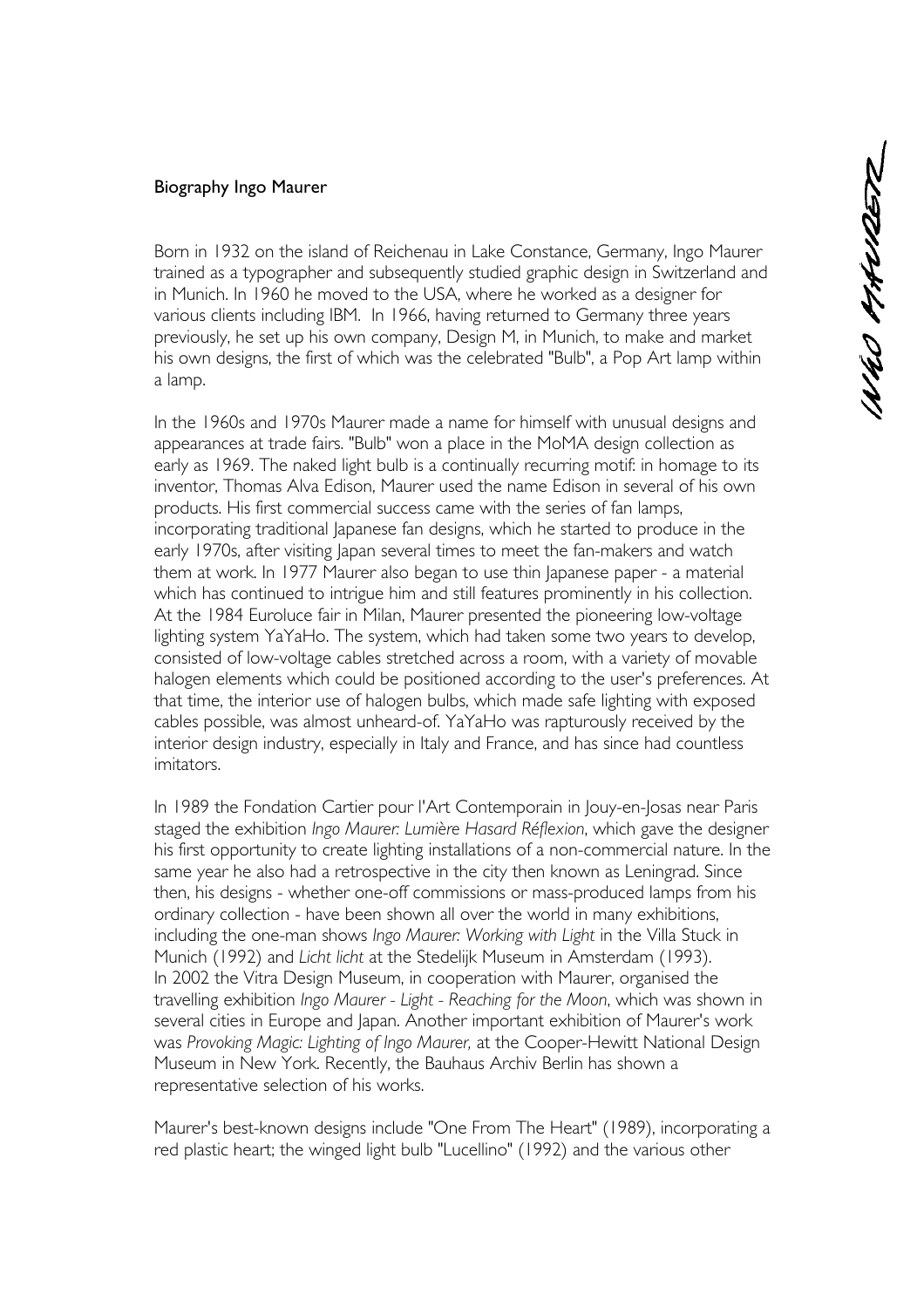# Biography Ingo Maurer

Born in 1932 on the island of Reichenau in Lake Constance, Germany, Ingo Maurer trained as a typographer and subsequently studied graphic design in Switzerland and in Munich. In 1960 he moved to the USA, where he worked as a designer for various clients including IBM. In 1966, having returned to Germany three years previously, he set up his own company, Design M, in Munich, to make and market his own designs, the first of which was the celebrated "Bulb", a Pop Art lamp within a lamp.

In the 1960s and 1970s Maurer made a name for himself with unusual designs and appearances at trade fairs. "Bulb" won a place in the MoMA design collection as early as 1969. The naked light bulb is a continually recurring motif: in homage to its inventor, Thomas Alva Edison, Maurer used the name Edison in several of his own products. His first commercial success came with the series of fan lamps, incorporating traditional Japanese fan designs, which he started to produce in the early 1970s, after visiting Japan several times to meet the fan-makers and watch them at work. In 1977 Maurer also began to use thin Japanese paper - a material which has continued to intrigue him and still features prominently in his collection. At the 1984 Euroluce fair in Milan, Maurer presented the pioneering low-voltage lighting system YaYaHo. The system, which had taken some two years to develop, consisted of low-voltage cables stretched across a room, with a variety of movable halogen elements which could be positioned according to the user's preferences. At that time, the interior use of halogen bulbs, which made safe lighting with exposed cables possible, was almost unheard-of. YaYaHo was rapturously received by the interior design industry, especially in Italy and France, and has since had countless imitators.

In 1989 the Fondation Cartier pour l'Art Contemporain in Jouy-en-Josas near Paris staged the exhibition *Ingo Maurer: Lumière Hasard Réflexion*, which gave the designer his first opportunity to create lighting installations of a non-commercial nature. In the same year he also had a retrospective in the city then known as Leningrad. Since then, his designs - whether one-off commissions or mass-produced lamps from his ordinary collection - have been shown all over the world in many exhibitions, including the one-man shows *Ingo Maurer: Working with Light* in the Villa Stuck in Munich (1992) and *Licht licht* at the Stedelijk Museum in Amsterdam (1993). In 2002 the Vitra Design Museum, in cooperation with Maurer, organised the travelling exhibition *Ingo Maurer - Light - Reaching for the Moon*, which was shown in several cities in Europe and Japan. Another important exhibition of Maurer's work was *Provoking Magic: Lighting of Ingo Maurer,* at the Cooper-Hewitt National Design Museum in New York. Recently, the Bauhaus Archiv Berlin has shown a representative selection of his works.

Maurer's best-known designs include "One From The Heart" (1989), incorporating a red plastic heart; the winged light bulb "Lucellino" (1992) and the various other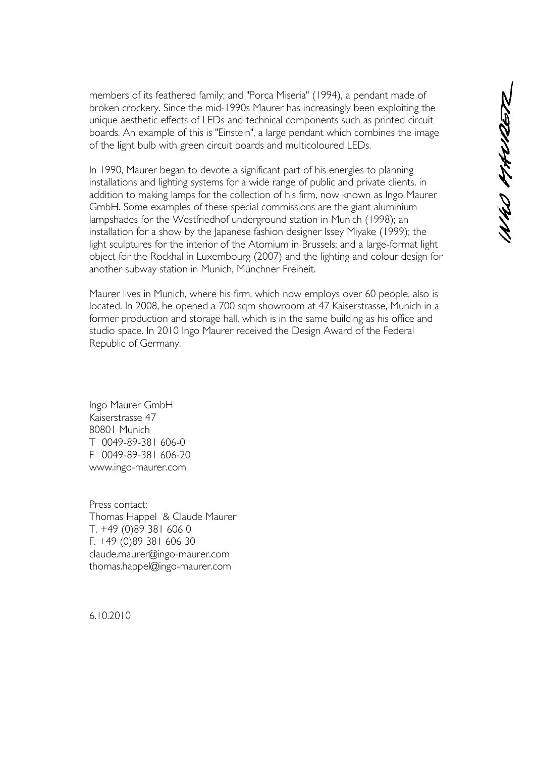members of its feathered family; and "Porca Miseria" (1994), a pendant made of broken crockery. Since the mid-1990s Maurer has increasingly been exploiting the unique aesthetic effects of LEDs and technical components such as printed circuit boards. An example of this is "Einstein", a large pendant which combines the image of the light bulb with green circuit boards and multicoloured LEDs.

In 1990, Maurer began to devote a significant part of his energies to planning installations and lighting systems for a wide range of public and private clients, in addition to making lamps for the collection of his firm, now known as Ingo Maurer GmbH. Some examples of these special commissions are the giant aluminium lampshades for the Westfriedhof underground station in Munich (1998); an installation for a show by the Japanese fashion designer Issey Miyake (1999); the light sculptures for the interior of the Atomium in Brussels; and a large-format light object for the Rockhal in Luxembourg (2007) and the lighting and colour design for another subway station in Munich, Münchner Freiheit.

Maurer lives in Munich, where his firm, which now employs over 60 people, also is located. In 2008, he opened a 700 sqm showroom at 47 Kaiserstrasse, Munich in a former production and storage hall, which is in the same building as his office and studio space. In 2010 Ingo Maurer received the Design Award of the Federal Republic of Germany.

Ingo Maurer GmbH
Kaiserstrasse 47
80801 Munich
T 0049-89-381 606-0
F 0049-89-381 606-20
www.ingo-maurer.com

Press contact:
Thomas Happel & Claude Maurer
T. +49 (0)89 381 606 0
F. +49 (0)89 381 606 30
claude.maurer@ingo-maurer.com
thomas.happel@ingo-maurer.com

6.10.2010